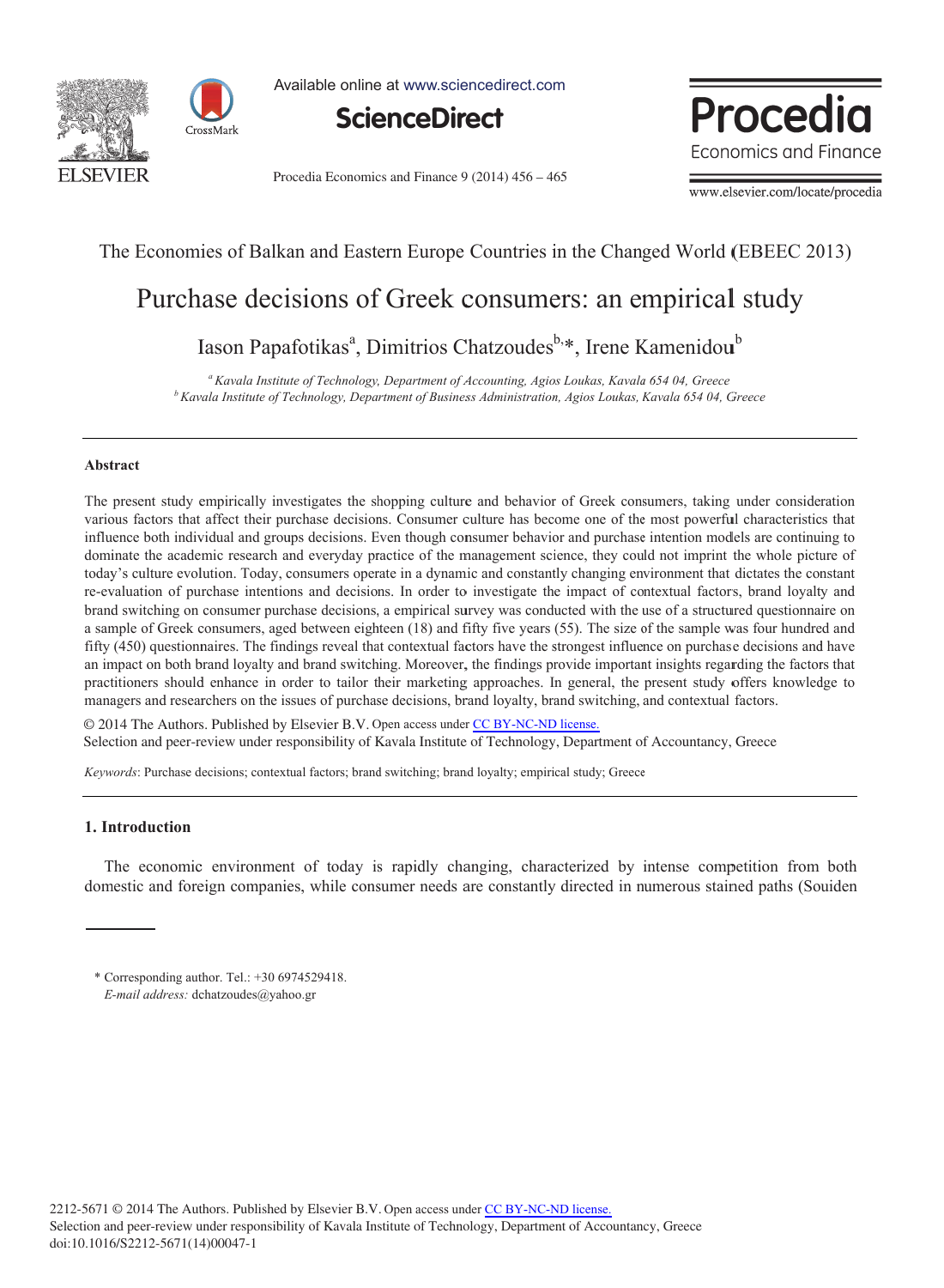The Economies of Balkan and Eastern Europe Countries in the Changed World (EBEEC 2013)

# Purchase decisions of Greek consumers: an empirical study

Iason Papafotikas[a], Dimitrios Chatzoudes[b,*], Irene Kamenidou[b]

[a] *Kavala Institute of Technology, Department of Accounting, Agios Loukas, Kavala 654 04, Greece*
[b] *Kavala Institute of Technology, Department of Business Administration, Agios Loukas, Kavala 654 04, Greece*

---

### Abstract

The present study empirically investigates the shopping culture and behavior of Greek consumers, taking under consideration various factors that affect their purchase decisions. Consumer culture has become one of the most powerful characteristics that influence both individual and groups decisions. Even though consumer behavior and purchase intention models are continuing to dominate the academic research and everyday practice of the management science, they could not imprint the whole picture of today's culture evolution. Today, consumers operate in a dynamic and constantly changing environment that dictates the constant re-evaluation of purchase intentions and decisions. In order to investigate the impact of contextual factors, brand loyalty and brand switching on consumer purchase decisions, a empirical survey was conducted with the use of a structured questionnaire on a sample of Greek consumers, aged between eighteen (18) and fifty five years (55). The size of the sample was four hundred and fifty (450) questionnaires. The findings reveal that contextual factors have the strongest influence on purchase decisions and have an impact on both brand loyalty and brand switching. Moreover, the findings provide important insights regarding the factors that practitioners should enhance in order to tailor their marketing approaches. In general, the present study offers knowledge to managers and researchers on the issues of purchase decisions, brand loyalty, brand switching, and contextual factors.

© 2014 The Authors. Published by Elsevier B.V. Open access under CC BY-NC-ND license.
Selection and peer-review under responsibility of Kavala Institute of Technology, Department of Accountancy, Greece

*Keywords*: Purchase decisions; contextual factors; brand switching; brand loyalty; empirical study; Greece

---

## 1. Introduction

The economic environment of today is rapidly changing, characterized by intense competition from both domestic and foreign companies, while consumer needs are constantly directed in numerous stained paths (Souiden

\* Corresponding author. Tel.: +30 6974529418.
*E-mail address:* dchatzoudes@yahoo.gr

2212-5671 © 2014 The Authors. Published by Elsevier B.V. Open access under CC BY-NC-ND license.
Selection and peer-review under responsibility of Kavala Institute of Technology, Department of Accountancy, Greece
doi:10.1016/S2212-5671(14)00047-1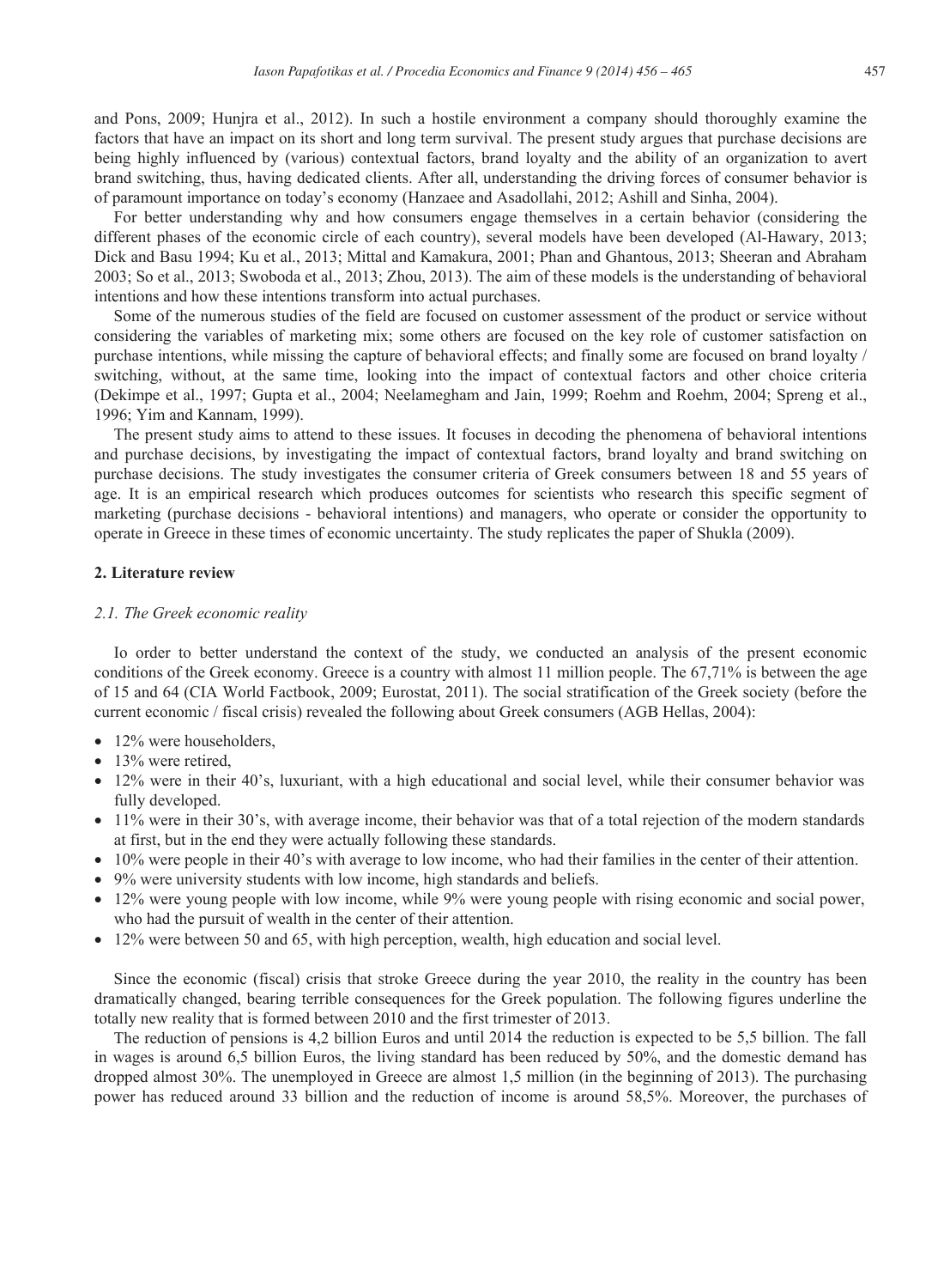and Pons, 2009; Hunjra et al., 2012). In such a hostile environment a company should thoroughly examine the factors that have an impact on its short and long term survival. The present study argues that purchase decisions are being highly influenced by (various) contextual factors, brand loyalty and the ability of an organization to avert brand switching, thus, having dedicated clients. After all, understanding the driving forces of consumer behavior is of paramount importance on today's economy (Hanzaee and Asadollahi, 2012; Ashill and Sinha, 2004).

For better understanding why and how consumers engage themselves in a certain behavior (considering the different phases of the economic circle of each country), several models have been developed (Al-Hawary, 2013; Dick and Basu 1994; Ku et al., 2013; Mittal and Kamakura, 2001; Phan and Ghantous, 2013; Sheeran and Abraham 2003; So et al., 2013; Swoboda et al., 2013; Zhou, 2013). The aim of these models is the understanding of behavioral intentions and how these intentions transform into actual purchases.

Some of the numerous studies of the field are focused on customer assessment of the product or service without considering the variables of marketing mix; some others are focused on the key role of customer satisfaction on purchase intentions, while missing the capture of behavioral effects; and finally some are focused on brand loyalty / switching, without, at the same time, looking into the impact of contextual factors and other choice criteria (Dekimpe et al., 1997; Gupta et al., 2004; Neelamegham and Jain, 1999; Roehm and Roehm, 2004; Spreng et al., 1996; Yim and Kannam, 1999).

The present study aims to attend to these issues. It focuses in decoding the phenomena of behavioral intentions and purchase decisions, by investigating the impact of contextual factors, brand loyalty and brand switching on purchase decisions. The study investigates the consumer criteria of Greek consumers between 18 and 55 years of age. It is an empirical research which produces outcomes for scientists who research this specific segment of marketing (purchase decisions - behavioral intentions) and managers, who operate or consider the opportunity to operate in Greece in these times of economic uncertainty. The study replicates the paper of Shukla (2009).

## 2. Literature review

### *2.1. The Greek economic reality*

Io order to better understand the context of the study, we conducted an analysis of the present economic conditions of the Greek economy. Greece is a country with almost 11 million people. The 67,71% is between the age of 15 and 64 (CIA World Factbook, 2009; Eurostat, 2011). The social stratification of the Greek society (before the current economic / fiscal crisis) revealed the following about Greek consumers (AGB Hellas, 2004):

- 12% were householders,
- 13% were retired,
- 12% were in their 40's, luxuriant, with a high educational and social level, while their consumer behavior was fully developed.
- 11% were in their 30's, with average income, their behavior was that of a total rejection of the modern standards at first, but in the end they were actually following these standards.
- 10% were people in their 40's with average to low income, who had their families in the center of their attention.
- 9% were university students with low income, high standards and beliefs.
- 12% were young people with low income, while 9% were young people with rising economic and social power, who had the pursuit of wealth in the center of their attention.
- 12% were between 50 and 65, with high perception, wealth, high education and social level.

Since the economic (fiscal) crisis that stroke Greece during the year 2010, the reality in the country has been dramatically changed, bearing terrible consequences for the Greek population. The following figures underline the totally new reality that is formed between 2010 and the first trimester of 2013.

The reduction of pensions is 4,2 billion Euros and until 2014 the reduction is expected to be 5,5 billion. The fall in wages is around 6,5 billion Euros, the living standard has been reduced by 50%, and the domestic demand has dropped almost 30%. The unemployed in Greece are almost 1,5 million (in the beginning of 2013). The purchasing power has reduced around 33 billion and the reduction of income is around 58,5%. Moreover, the purchases of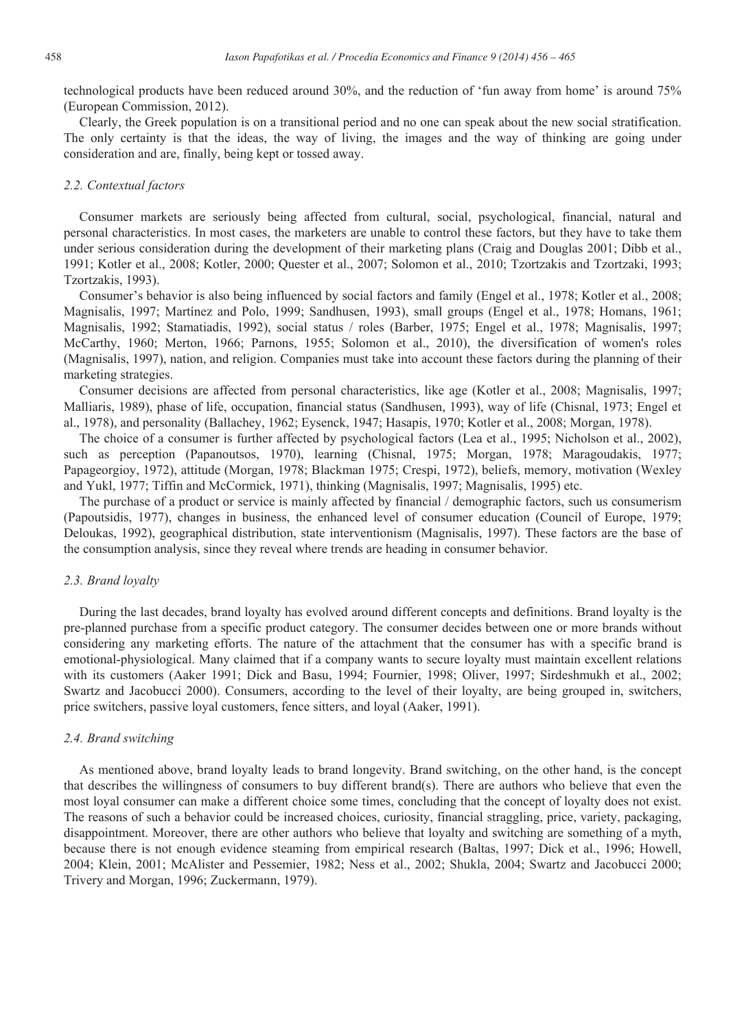technological products have been reduced around 30%, and the reduction of 'fun away from home' is around 75% (European Commission, 2012).

Clearly, the Greek population is on a transitional period and no one can speak about the new social stratification. The only certainty is that the ideas, the way of living, the images and the way of thinking are going under consideration and are, finally, being kept or tossed away.

### *2.2. Contextual factors*

Consumer markets are seriously being affected from cultural, social, psychological, financial, natural and personal characteristics. In most cases, the marketers are unable to control these factors, but they have to take them under serious consideration during the development of their marketing plans (Craig and Douglas 2001; Dibb et al., 1991; Kotler et al., 2008; Kotler, 2000; Quester et al., 2007; Solomon et al., 2010; Tzortzakis and Tzortzaki, 1993; Tzortzakis, 1993).

Consumer's behavior is also being influenced by social factors and family (Engel et al., 1978; Kotler et al., 2008; Magnisalis, 1997; Martínez and Polo, 1999; Sandhusen, 1993), small groups (Engel et al., 1978; Homans, 1961; Magnisalis, 1992; Stamatiadis, 1992), social status / roles (Barber, 1975; Engel et al., 1978; Magnisalis, 1997; McCarthy, 1960; Merton, 1966; Parnons, 1955; Solomon et al., 2010), the diversification of women's roles (Magnisalis, 1997), nation, and religion. Companies must take into account these factors during the planning of their marketing strategies.

Consumer decisions are affected from personal characteristics, like age (Kotler et al., 2008; Magnisalis, 1997; Malliaris, 1989), phase of life, occupation, financial status (Sandhusen, 1993), way of life (Chisnal, 1973; Engel et al., 1978), and personality (Ballachey, 1962; Eysenck, 1947; Hasapis, 1970; Kotler et al., 2008; Morgan, 1978).

The choice of a consumer is further affected by psychological factors (Lea et al., 1995; Nicholson et al., 2002), such as perception (Papanoutsos, 1970), learning (Chisnal, 1975; Morgan, 1978; Maragoudakis, 1977; Papageorgioy, 1972), attitude (Morgan, 1978; Blackman 1975; Crespi, 1972), beliefs, memory, motivation (Wexley and Yukl, 1977; Tiffin and McCormick, 1971), thinking (Magnisalis, 1997; Magnisalis, 1995) etc.

The purchase of a product or service is mainly affected by financial / demographic factors, such us consumerism (Papoutsidis, 1977), changes in business, the enhanced level of consumer education (Council of Europe, 1979; Deloukas, 1992), geographical distribution, state interventionism (Magnisalis, 1997). These factors are the base of the consumption analysis, since they reveal where trends are heading in consumer behavior.

### *2.3. Brand loyalty*

During the last decades, brand loyalty has evolved around different concepts and definitions. Brand loyalty is the pre-planned purchase from a specific product category. The consumer decides between one or more brands without considering any marketing efforts. The nature of the attachment that the consumer has with a specific brand is emotional-physiological. Many claimed that if a company wants to secure loyalty must maintain excellent relations with its customers (Aaker 1991; Dick and Basu, 1994; Fournier, 1998; Oliver, 1997; Sirdeshmukh et al., 2002; Swartz and Jacobucci 2000). Consumers, according to the level of their loyalty, are being grouped in, switchers, price switchers, passive loyal customers, fence sitters, and loyal (Aaker, 1991).

### *2.4. Brand switching*

As mentioned above, brand loyalty leads to brand longevity. Brand switching, on the other hand, is the concept that describes the willingness of consumers to buy different brand(s). There are authors who believe that even the most loyal consumer can make a different choice some times, concluding that the concept of loyalty does not exist. The reasons of such a behavior could be increased choices, curiosity, financial straggling, price, variety, packaging, disappointment. Moreover, there are other authors who believe that loyalty and switching are something of a myth, because there is not enough evidence steaming from empirical research (Baltas, 1997; Dick et al., 1996; Howell, 2004; Klein, 2001; McAlister and Pessemier, 1982; Ness et al., 2002; Shukla, 2004; Swartz and Jacobucci 2000; Trivery and Morgan, 1996; Zuckermann, 1979).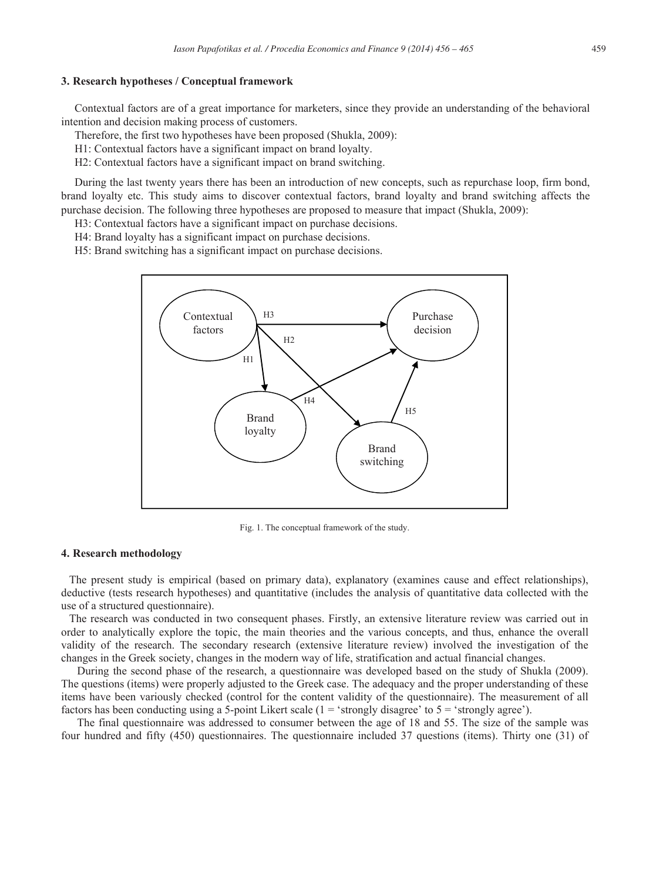## 3. Research hypotheses / Conceptual framework

Contextual factors are of a great importance for marketers, since they provide an understanding of the behavioral intention and decision making process of customers.

Therefore, the first two hypotheses have been proposed (Shukla, 2009):

H1: Contextual factors have a significant impact on brand loyalty.

H2: Contextual factors have a significant impact on brand switching.

During the last twenty years there has been an introduction of new concepts, such as repurchase loop, firm bond, brand loyalty etc. This study aims to discover contextual factors, brand loyalty and brand switching affects the purchase decision. The following three hypotheses are proposed to measure that impact (Shukla, 2009):

H3: Contextual factors have a significant impact on purchase decisions.

H4: Brand loyalty has a significant impact on purchase decisions.

H5: Brand switching has a significant impact on purchase decisions.

Fig. 1. The conceptual framework of the study.

## 4. Research methodology

The present study is empirical (based on primary data), explanatory (examines cause and effect relationships), deductive (tests research hypotheses) and quantitative (includes the analysis of quantitative data collected with the use of a structured questionnaire).

The research was conducted in two consequent phases. Firstly, an extensive literature review was carried out in order to analytically explore the topic, the main theories and the various concepts, and thus, enhance the overall validity of the research. The secondary research (extensive literature review) involved the investigation of the changes in the Greek society, changes in the modern way of life, stratification and actual financial changes.

During the second phase of the research, a questionnaire was developed based on the study of Shukla (2009). The questions (items) were properly adjusted to the Greek case. The adequacy and the proper understanding of these items have been variously checked (control for the content validity of the questionnaire). The measurement of all factors has been conducting using a 5-point Likert scale (1 = 'strongly disagree' to 5 = 'strongly agree').

The final questionnaire was addressed to consumer between the age of 18 and 55. The size of the sample was four hundred and fifty (450) questionnaires. The questionnaire included 37 questions (items). Thirty one (31) of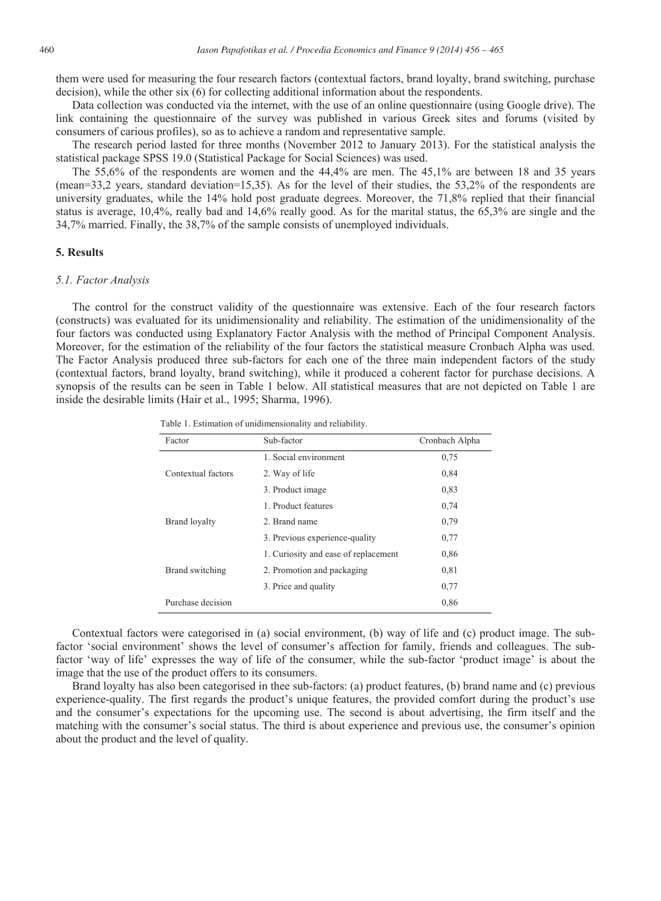them were used for measuring the four research factors (contextual factors, brand loyalty, brand switching, purchase decision), while the other six (6) for collecting additional information about the respondents.

Data collection was conducted via the internet, with the use of an online questionnaire (using Google drive). The link containing the questionnaire of the survey was published in various Greek sites and forums (visited by consumers of carious profiles), so as to achieve a random and representative sample.

The research period lasted for three months (November 2012 to January 2013). For the statistical analysis the statistical package SPSS 19.0 (Statistical Package for Social Sciences) was used.

The 55,6% of the respondents are women and the 44,4% are men. The 45,1% are between 18 and 35 years (mean=33,2 years, standard deviation=15,35). As for the level of their studies, the 53,2% of the respondents are university graduates, while the 14% hold post graduate degrees. Moreover, the 71,8% replied that their financial status is average, 10,4%, really bad and 14,6% really good. As for the marital status, the 65,3% are single and the 34,7% married. Finally, the 38,7% of the sample consists of unemployed individuals.

## 5. Results

### *5.1. Factor Analysis*

The control for the construct validity of the questionnaire was extensive. Each of the four research factors (constructs) was evaluated for its unidimensionality and reliability. The estimation of the unidimensionality of the four factors was conducted using Explanatory Factor Analysis with the method of Principal Component Analysis. Moreover, for the estimation of the reliability of the four factors the statistical measure Cronbach Alpha was used. The Factor Analysis produced three sub-factors for each one of the three main independent factors of the study (contextual factors, brand loyalty, brand switching), while it produced a coherent factor for purchase decisions. A synopsis of the results can be seen in Table 1 below. All statistical measures that are not depicted on Table 1 are inside the desirable limits (Hair et al., 1995; Sharma, 1996).

Table 1. Estimation of unidimensionality and reliability.

| Factor | Sub-factor | Cronbach Alpha |
|---|---|---|
| | 1. Social environment | 0,75 |
| Contextual factors | 2. Way of life | 0,84 |
| | 3. Product image | 0,83 |
| | 1. Product features | 0,74 |
| Brand loyalty | 2. Brand name | 0,79 |
| | 3. Previous experience-quality | 0,77 |
| | 1. Curiosity and ease of replacement | 0,86 |
| Brand switching | 2. Promotion and packaging | 0,81 |
| | 3. Price and quality | 0,77 |
| Purchase decision | | 0,86 |

Contextual factors were categorised in (a) social environment, (b) way of life and (c) product image. The sub-factor 'social environment' shows the level of consumer's affection for family, friends and colleagues. The sub-factor 'way of life' expresses the way of life of the consumer, while the sub-factor 'product image' is about the image that the use of the product offers to its consumers.

Brand loyalty has also been categorised in thee sub-factors: (a) product features, (b) brand name and (c) previous experience-quality. The first regards the product's unique features, the provided comfort during the product's use and the consumer's expectations for the upcoming use. The second is about advertising, the firm itself and the matching with the consumer's social status. The third is about experience and previous use, the consumer's opinion about the product and the level of quality.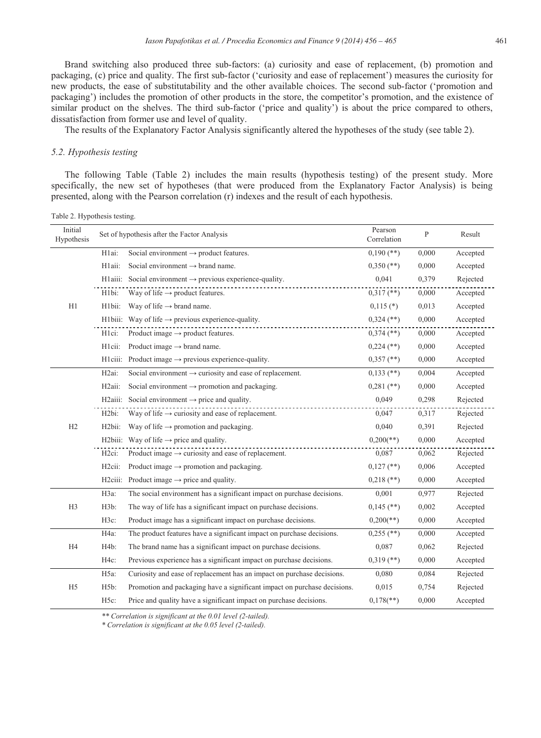Brand switching also produced three sub-factors: (a) curiosity and ease of replacement, (b) promotion and packaging, (c) price and quality. The first sub-factor ('curiosity and ease of replacement') measures the curiosity for new products, the ease of substitutability and the other available choices. The second sub-factor ('promotion and packaging') includes the promotion of other products in the store, the competitor's promotion, and the existence of similar product on the shelves. The third sub-factor ('price and quality') is about the price compared to others, dissatisfaction from former use and level of quality.

The results of the Explanatory Factor Analysis significantly altered the hypotheses of the study (see table 2).

### 5.2. Hypothesis testing

The following Table (Table 2) includes the main results (hypothesis testing) of the present study. More specifically, the new set of hypotheses (that were produced from the Explanatory Factor Analysis) is being presented, along with the Pearson correlation (r) indexes and the result of each hypothesis.

Table 2. Hypothesis testing.

| Initial Hypothesis | Set of hypothesis after the Factor Analysis | | Pearson Correlation | P | Result |
|---|---|---|---|---|---|
| H1 | H1ai: | Social environment → product features. | 0,190 (**) | 0,000 | Accepted |
| | H1aii: | Social environment → brand name. | 0,350 (**) | 0,000 | Accepted |
| | H1aiii: | Social environment → previous experience-quality. | 0,041 | 0,379 | Rejected |
| | H1bi: | Way of life → product features. | 0,317 (**) | 0,000 | Accepted |
| | H1bii: | Way of life → brand name. | 0,115 (*) | 0,013 | Accepted |
| | H1biii: | Way of life → previous experience-quality. | 0,324 (**) | 0,000 | Accepted |
| | H1ci: | Product image → product features. | 0,374 (**) | 0,000 | Accepted |
| | H1cii: | Product image → brand name. | 0,224 (**) | 0,000 | Accepted |
| | H1ciii: | Product image → previous experience-quality. | 0,357 (**) | 0,000 | Accepted |
| H2 | H2ai: | Social environment → curiosity and ease of replacement. | 0,133 (**) | 0,004 | Accepted |
| | H2aii: | Social environment → promotion and packaging. | 0,281 (**) | 0,000 | Accepted |
| | H2aiii: | Social environment → price and quality. | 0,049 | 0,298 | Rejected |
| | H2bi: | Way of life → curiosity and ease of replacement. | 0,047 | 0,317 | Rejected |
| | H2bii: | Way of life → promotion and packaging. | 0,040 | 0,391 | Rejected |
| | H2biii: | Way of life → price and quality. | 0,200(**) | 0,000 | Accepted |
| | H2ci: | Product image → curiosity and ease of replacement. | 0,087 | 0,062 | Rejected |
| | H2cii: | Product image → promotion and packaging. | 0,127 (**) | 0,006 | Accepted |
| | H2ciii: | Product image → price and quality. | 0,218 (**) | 0,000 | Accepted |
| H3 | H3a: | The social environment has a significant impact on purchase decisions. | 0,001 | 0,977 | Rejected |
| | H3b: | The way of life has a significant impact on purchase decisions. | 0,145 (**) | 0,002 | Accepted |
| | H3c: | Product image has a significant impact on purchase decisions. | 0,200(**) | 0,000 | Accepted |
| H4 | H4a: | The product features have a significant impact on purchase decisions. | 0,255 (**) | 0,000 | Accepted |
| | H4b: | The brand name has a significant impact on purchase decisions. | 0,087 | 0,062 | Rejected |
| | H4c: | Previous experience has a significant impact on purchase decisions. | 0,319 (**) | 0,000 | Accepted |
| H5 | H5a: | Curiosity and ease of replacement has an impact on purchase decisions. | 0,080 | 0,084 | Rejected |
| | H5b: | Promotion and packaging have a significant impact on purchase decisions. | 0,015 | 0,754 | Rejected |
| | H5c: | Price and quality have a significant impact on purchase decisions. | 0,178(**) | 0,000 | Accepted |

*\** Correlation is significant at the 0.01 level (2-tailed).*

*\* Correlation is significant at the 0.05 level (2-tailed).*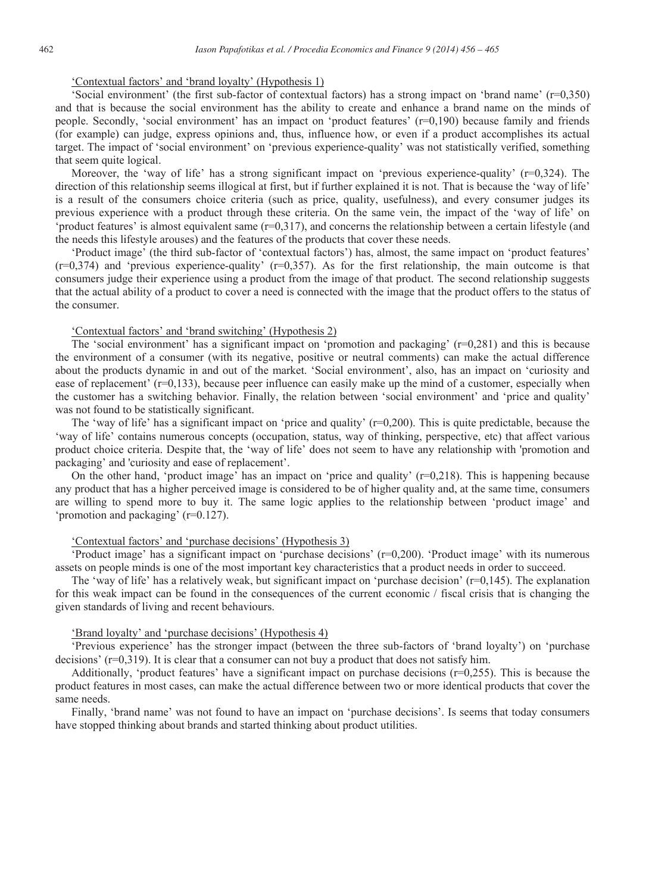<u>'Contextual factors' and 'brand loyalty' (Hypothesis 1)</u>

'Social environment' (the first sub-factor of contextual factors) has a strong impact on 'brand name' (r=0,350) and that is because the social environment has the ability to create and enhance a brand name on the minds of people. Secondly, 'social environment' has an impact on 'product features' (r=0,190) because family and friends (for example) can judge, express opinions and, thus, influence how, or even if a product accomplishes its actual target. The impact of 'social environment' on 'previous experience-quality' was not statistically verified, something that seem quite logical.

Moreover, the 'way of life' has a strong significant impact on 'previous experience-quality' (r=0,324). The direction of this relationship seems illogical at first, but if further explained it is not. That is because the 'way of life' is a result of the consumers choice criteria (such as price, quality, usefulness), and every consumer judges its previous experience with a product through these criteria. On the same vein, the impact of the 'way of life' on 'product features' is almost equivalent same (r=0,317), and concerns the relationship between a certain lifestyle (and the needs this lifestyle arouses) and the features of the products that cover these needs.

'Product image' (the third sub-factor of 'contextual factors') has, almost, the same impact on 'product features' (r=0,374) and 'previous experience-quality' (r=0,357). As for the first relationship, the main outcome is that consumers judge their experience using a product from the image of that product. The second relationship suggests that the actual ability of a product to cover a need is connected with the image that the product offers to the status of the consumer.

<u>'Contextual factors' and 'brand switching' (Hypothesis 2)</u>

The 'social environment' has a significant impact on 'promotion and packaging' (r=0,281) and this is because the environment of a consumer (with its negative, positive or neutral comments) can make the actual difference about the products dynamic in and out of the market. 'Social environment', also, has an impact on 'curiosity and ease of replacement' (r=0,133), because peer influence can easily make up the mind of a customer, especially when the customer has a switching behavior. Finally, the relation between 'social environment' and 'price and quality' was not found to be statistically significant.

The 'way of life' has a significant impact on 'price and quality' (r=0,200). This is quite predictable, because the 'way of life' contains numerous concepts (occupation, status, way of thinking, perspective, etc) that affect various product choice criteria. Despite that, the 'way of life' does not seem to have any relationship with 'promotion and packaging' and 'curiosity and ease of replacement'.

On the other hand, 'product image' has an impact on 'price and quality' (r=0,218). This is happening because any product that has a higher perceived image is considered to be of higher quality and, at the same time, consumers are willing to spend more to buy it. The same logic applies to the relationship between 'product image' and 'promotion and packaging' (r=0.127).

<u>'Contextual factors' and 'purchase decisions' (Hypothesis 3)</u>

'Product image' has a significant impact on 'purchase decisions' (r=0,200). 'Product image' with its numerous assets on people minds is one of the most important key characteristics that a product needs in order to succeed.

The 'way of life' has a relatively weak, but significant impact on 'purchase decision' (r=0,145). The explanation for this weak impact can be found in the consequences of the current economic / fiscal crisis that is changing the given standards of living and recent behaviours.

<u>'Brand loyalty' and 'purchase decisions' (Hypothesis 4)</u>

'Previous experience' has the stronger impact (between the three sub-factors of 'brand loyalty') on 'purchase decisions' (r=0,319). It is clear that a consumer can not buy a product that does not satisfy him.

Additionally, 'product features' have a significant impact on purchase decisions (r=0,255). This is because the product features in most cases, can make the actual difference between two or more identical products that cover the same needs.

Finally, 'brand name' was not found to have an impact on 'purchase decisions'. Is seems that today consumers have stopped thinking about brands and started thinking about product utilities.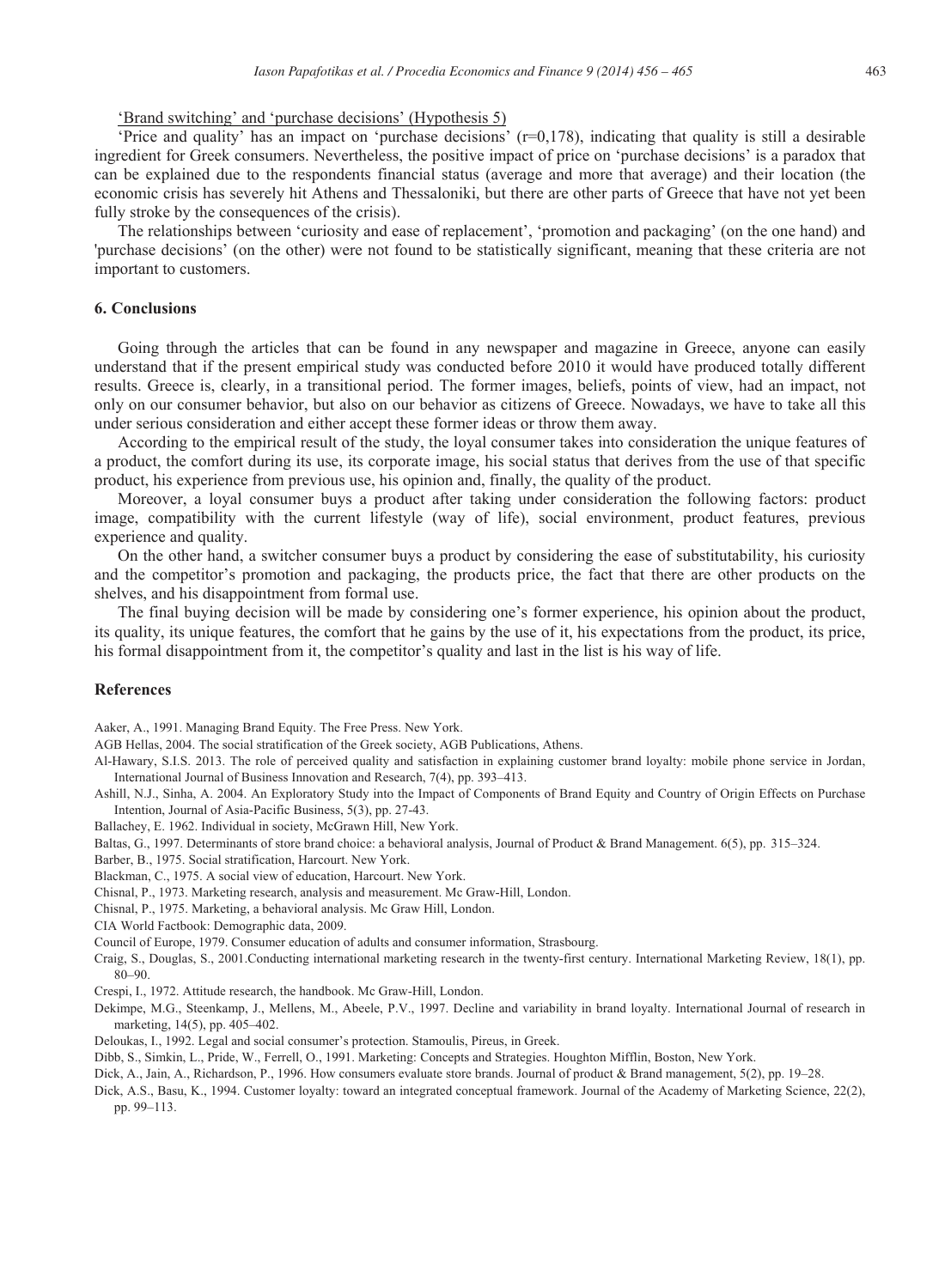'Brand switching' and 'purchase decisions' (Hypothesis 5)

'Price and quality' has an impact on 'purchase decisions' (r=0,178), indicating that quality is still a desirable ingredient for Greek consumers. Nevertheless, the positive impact of price on 'purchase decisions' is a paradox that can be explained due to the respondents financial status (average and more that average) and their location (the economic crisis has severely hit Athens and Thessaloniki, but there are other parts of Greece that have not yet been fully stroke by the consequences of the crisis).

The relationships between 'curiosity and ease of replacement', 'promotion and packaging' (on the one hand) and 'purchase decisions' (on the other) were not found to be statistically significant, meaning that these criteria are not important to customers.

## 6. Conclusions

Going through the articles that can be found in any newspaper and magazine in Greece, anyone can easily understand that if the present empirical study was conducted before 2010 it would have produced totally different results. Greece is, clearly, in a transitional period. The former images, beliefs, points of view, had an impact, not only on our consumer behavior, but also on our behavior as citizens of Greece. Nowadays, we have to take all this under serious consideration and either accept these former ideas or throw them away.

According to the empirical result of the study, the loyal consumer takes into consideration the unique features of a product, the comfort during its use, its corporate image, his social status that derives from the use of that specific product, his experience from previous use, his opinion and, finally, the quality of the product.

Moreover, a loyal consumer buys a product after taking under consideration the following factors: product image, compatibility with the current lifestyle (way of life), social environment, product features, previous experience and quality.

On the other hand, a switcher consumer buys a product by considering the ease of substitutability, his curiosity and the competitor's promotion and packaging, the products price, the fact that there are other products on the shelves, and his disappointment from formal use.

The final buying decision will be made by considering one's former experience, his opinion about the product, its quality, its unique features, the comfort that he gains by the use of it, his expectations from the product, its price, his formal disappointment from it, the competitor's quality and last in the list is his way of life.

## References

Aaker, A., 1991. Managing Brand Equity. The Free Press. New York.

AGB Hellas, 2004. The social stratification of the Greek society, AGB Publications, Athens.

Al-Hawary, S.I.S. 2013. The role of perceived quality and satisfaction in explaining customer brand loyalty: mobile phone service in Jordan, International Journal of Business Innovation and Research, 7(4), pp. 393–413.

Ashill, N.J., Sinha, A. 2004. An Exploratory Study into the Impact of Components of Brand Equity and Country of Origin Effects on Purchase Intention, Journal of Asia-Pacific Business, 5(3), pp. 27-43.

Ballachey, E. 1962. Individual in society, McGrawn Hill, New York.

Baltas, G., 1997. Determinants of store brand choice: a behavioral analysis, Journal of Product & Brand Management. 6(5), pp. 315–324.

Barber, B., 1975. Social stratification, Harcourt. New York.

Blackman, C., 1975. A social view of education, Harcourt. New York.

Chisnal, P., 1973. Marketing research, analysis and measurement. Mc Graw-Hill, London.

Chisnal, P., 1975. Marketing, a behavioral analysis. Mc Graw Hill, London.

CIA World Factbook: Demographic data, 2009.

Council of Europe, 1979. Consumer education of adults and consumer information, Strasbourg.

Craig, S., Douglas, S., 2001.Conducting international marketing research in the twenty-first century. International Marketing Review, 18(1), pp. 80–90.

Crespi, I., 1972. Attitude research, the handbook. Mc Graw-Hill, London.

Dekimpe, M.G., Steenkamp, J., Mellens, M., Abeele, P.V., 1997. Decline and variability in brand loyalty. International Journal of research in marketing, 14(5), pp. 405–402.

Deloukas, I., 1992. Legal and social consumer's protection. Stamoulis, Pireus, in Greek.

Dibb, S., Simkin, L., Pride, W., Ferrell, O., 1991. Marketing: Concepts and Strategies. Houghton Mifflin, Boston, New York.

Dick, A., Jain, A., Richardson, P., 1996. How consumers evaluate store brands. Journal of product & Brand management, 5(2), pp. 19–28.

Dick, A.S., Basu, K., 1994. Customer loyalty: toward an integrated conceptual framework. Journal of the Academy of Marketing Science, 22(2), pp. 99–113.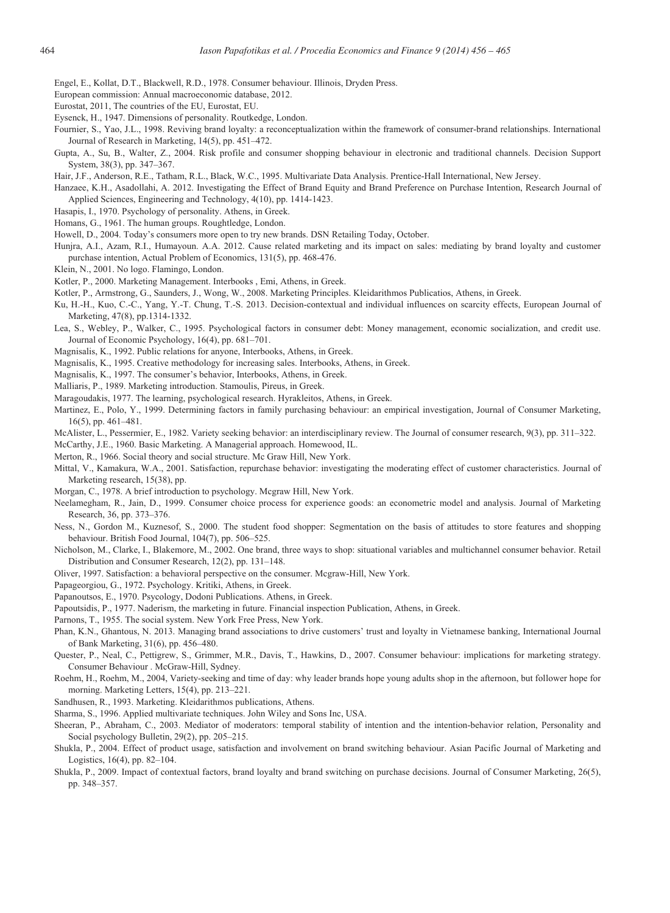Engel, E., Kollat, D.T., Blackwell, R.D., 1978. Consumer behaviour. Illinois, Dryden Press.

European commission: Annual macroeconomic database, 2012.

Eurostat, 2011, The countries of the EU, Eurostat, EU.

Eysenck, H., 1947. Dimensions of personality. Routkedge, London.

Fournier, S., Yao, J.L., 1998. Reviving brand loyalty: a reconceptualization within the framework of consumer-brand relationships. International Journal of Research in Marketing, 14(5), pp. 451–472.

Gupta, A., Su, B., Walter, Z., 2004. Risk profile and consumer shopping behaviour in electronic and traditional channels. Decision Support System, 38(3), pp. 347–367.

Hair, J.F., Anderson, R.E., Tatham, R.L., Black, W.C., 1995. Multivariate Data Analysis. Prentice-Hall International, New Jersey.

Hanzaee, K.H., Asadollahi, A. 2012. Investigating the Effect of Brand Equity and Brand Preference on Purchase Intention, Research Journal of Applied Sciences, Engineering and Technology, 4(10), pp. 1414-1423.

Hasapis, I., 1970. Psychology of personality. Athens, in Greek.

Homans, G., 1961. The human groups. Roughtledge, London.

Howell, D., 2004. Today's consumers more open to try new brands. DSN Retailing Today, October.

Hunjra, A.I., Azam, R.I., Humayoun. A.A. 2012. Cause related marketing and its impact on sales: mediating by brand loyalty and customer purchase intention, Actual Problem of Economics, 131(5), pp. 468-476.

Klein, N., 2001. No logo. Flamingo, London.

Kotler, P., 2000. Marketing Management. Interbooks , Emi, Athens, in Greek.

Kotler, P., Armstrong, G., Saunders, J., Wong, W., 2008. Marketing Principles. Kleidarithmos Publicatios, Athens, in Greek.

Ku, H.-H., Kuo, C.-C., Yang, Y.-T. Chung, T.-S. 2013. Decision-contextual and individual influences on scarcity effects, European Journal of Marketing, 47(8), pp.1314-1332.

Lea, S., Webley, P., Walker, C., 1995. Psychological factors in consumer debt: Money management, economic socialization, and credit use. Journal of Economic Psychology, 16(4), pp. 681–701.

Magnisalis, K., 1992. Public relations for anyone, Interbooks, Athens, in Greek.

Magnisalis, K., 1995. Creative methodology for increasing sales. Interbooks, Athens, in Greek.

Magnisalis, K., 1997. The consumer's behavior, Interbooks, Athens, in Greek.

Malliaris, P., 1989. Marketing introduction. Stamoulis, Pireus, in Greek.

Maragoudakis, 1977. The learning, psychological research. Hyrakleitos, Athens, in Greek.

Martinez, E., Polo, Y., 1999. Determining factors in family purchasing behaviour: an empirical investigation, Journal of Consumer Marketing, 16(5), pp. 461–481.

McAlister, L., Pessermier, E., 1982. Variety seeking behavior: an interdisciplinary review. The Journal of consumer research, 9(3), pp. 311–322.

McCarthy, J.E., 1960. Basic Marketing. A Managerial approach. Homewood, IL.

Merton, R., 1966. Social theory and social structure. Mc Graw Hill, New York.

Mittal, V., Kamakura, W.A., 2001. Satisfaction, repurchase behavior: investigating the moderating effect of customer characteristics. Journal of Marketing research, 15(38), pp.

Morgan, C., 1978. A brief introduction to psychology. Mcgraw Hill, New York.

Neelamegham, R., Jain, D., 1999. Consumer choice process for experience goods: an econometric model and analysis. Journal of Marketing Research, 36, pp. 373–376.

Ness, N., Gordon M., Kuznesof, S., 2000. The student food shopper: Segmentation on the basis of attitudes to store features and shopping behaviour. British Food Journal, 104(7), pp. 506–525.

Nicholson, M., Clarke, I., Blakemore, M., 2002. One brand, three ways to shop: situational variables and multichannel consumer behavior. Retail Distribution and Consumer Research, 12(2), pp. 131–148.

Oliver, 1997. Satisfaction: a behavioral perspective on the consumer. Mcgraw-Hill, New York.

Papageorgiou, G., 1972. Psychology. Kritiki, Athens, in Greek.

Papanoutsos, E., 1970. Psycology, Dodoni Publications. Athens, in Greek.

Papoutsidis, P., 1977. Naderism, the marketing in future. Financial inspection Publication, Athens, in Greek.

Parnons, T., 1955. The social system. New York Free Press, New York.

Phan, K.N., Ghantous, N. 2013. Managing brand associations to drive customers' trust and loyalty in Vietnamese banking, International Journal of Bank Marketing, 31(6), pp. 456–480.

Quester, P., Neal, C., Pettigrew, S., Grimmer, M.R., Davis, T., Hawkins, D., 2007. Consumer behaviour: implications for marketing strategy. Consumer Behaviour . McGraw-Hill, Sydney.

Roehm, H., Roehm, M., 2004, Variety-seeking and time of day: why leader brands hope young adults shop in the afternoon, but follower hope for morning. Marketing Letters, 15(4), pp. 213–221.

Sandhusen, R., 1993. Marketing. Kleidarithmos publications, Athens.

Sharma, S., 1996. Applied multivariate techniques. John Wiley and Sons Inc, USA.

Sheeran, P., Abraham, C., 2003. Mediator of moderators: temporal stability of intention and the intention-behavior relation, Personality and Social psychology Bulletin, 29(2), pp. 205–215.

Shukla, P., 2004. Effect of product usage, satisfaction and involvement on brand switching behaviour. Asian Pacific Journal of Marketing and Logistics, 16(4), pp. 82–104.

Shukla, P., 2009. Impact of contextual factors, brand loyalty and brand switching on purchase decisions. Journal of Consumer Marketing, 26(5), pp. 348–357.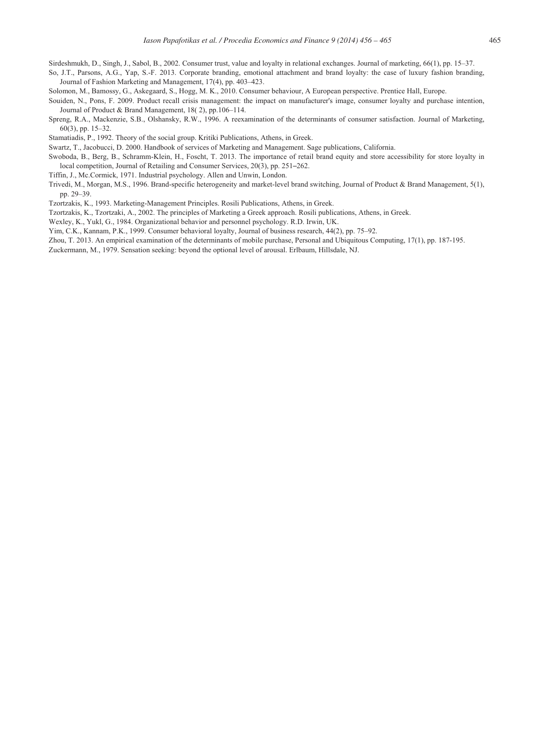Sirdeshmukh, D., Singh, J., Sabol, B., 2002. Consumer trust, value and loyalty in relational exchanges. Journal of marketing, 66(1), pp. 15–37.

So, J.T., Parsons, A.G., Yap, S.-F. 2013. Corporate branding, emotional attachment and brand loyalty: the case of luxury fashion branding, Journal of Fashion Marketing and Management, 17(4), pp. 403–423.

Solomon, M., Bamossy, G., Askegaard, S., Hogg, M. K., 2010. Consumer behaviour, A European perspective. Prentice Hall, Europe.

Souiden, N., Pons, F. 2009. Product recall crisis management: the impact on manufacturer's image, consumer loyalty and purchase intention, Journal of Product & Brand Management, 18( 2), pp.106–114.

Spreng, R.A., Mackenzie, S.B., Olshansky, R.W., 1996. A reexamination of the determinants of consumer satisfaction. Journal of Marketing, 60(3), pp. 15–32.

Stamatiadis, P., 1992. Theory of the social group. Kritiki Publications, Athens, in Greek.

Swartz, T., Jacobucci, D. 2000. Handbook of services of Marketing and Management. Sage publications, California.

Swoboda, B., Berg, B., Schramm-Klein, H., Foscht, T. 2013. The importance of retail brand equity and store accessibility for store loyalty in local competition, Journal of Retailing and Consumer Services, 20(3), pp. 251–262.

Tiffin, J., Mc.Cormick, 1971. Industrial psychology. Allen and Unwin, London.

Trivedi, M., Morgan, M.S., 1996. Brand-specific heterogeneity and market-level brand switching, Journal of Product & Brand Management, 5(1), pp. 29–39.

Tzortzakis, K., 1993. Marketing-Management Principles. Rosili Publications, Athens, in Greek.

Tzortzakis, K., Tzortzaki, A., 2002. The principles of Marketing a Greek approach. Rosili publications, Athens, in Greek.

Wexley, K., Yukl, G., 1984. Organizational behavior and personnel psychology. R.D. Irwin, UK.

Yim, C.K., Kannam, P.K., 1999. Consumer behavioral loyalty, Journal of business research, 44(2), pp. 75–92.

Zhou, T. 2013. An empirical examination of the determinants of mobile purchase, Personal and Ubiquitous Computing, 17(1), pp. 187-195.

Zuckermann, M., 1979. Sensation seeking: beyond the optional level of arousal. Erlbaum, Hillsdale, NJ.